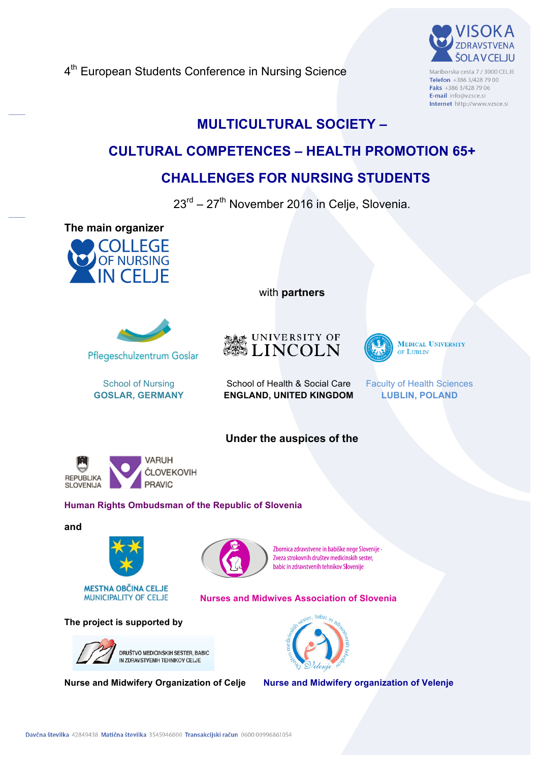VISOKA ZDRAVSTVENA ŠOLA V CELJU

Mariborska cesta 7 / 3000 CELJE
Telefon +386 3/428 79 00
Faks +386 3/428 79 06
E-mail info@vzsce.si
Internet http://www.vzsce.si

4th European Students Conference in Nursing Science

# MULTICULTURAL SOCIETY –

# CULTURAL COMPETENCES – HEALTH PROMOTION 65+

# CHALLENGES FOR NURSING STUDENTS

23rd – 27th November 2016 in Celje, Slovenia.

**The main organizer**

COLLEGE OF NURSING IN CELJE

with **partners**

Pflegeschulzentrum Goslar

School of Nursing
**GOSLAR, GERMANY**

UNIVERSITY OF LINCOLN

School of Health & Social Care
**ENGLAND, UNITED KINGDOM**

MEDICAL UNIVERSITY OF LUBLIN

Faculty of Health Sciences
**LUBLIN, POLAND**

**Under the auspices of the**

REPUBLIKA SLOVENIJA
VARUH ČLOVEKOVIH PRAVIC

**Human Rights Ombudsman of the Republic of Slovenia**

**and**

MESTNA OBČINA CELJE
MUNICIPALITY OF CELJE

Zbornica zdravstvene in babiške nege Slovenije - Zveza strokovnih društev medicinskih sester, babic in zdravstvenih tehnikov Slovenije

**Nurses and Midwives Association of Slovenia**

**The project is supported by**

DRUŠTVO MEDICINSKIH SESTER, BABIC IN ZDRAVSTVENIH TEHNIKOV CELJE

**Nurse and Midwifery Organization of Celje**

Društvo medicinskih sester, babic in zdravstvenih tehnikov Velenje

**Nurse and Midwifery organization of Velenje**

Davčna številka 42849438 Matična številka 3545946000 Transakcijski račun 0600 00996861054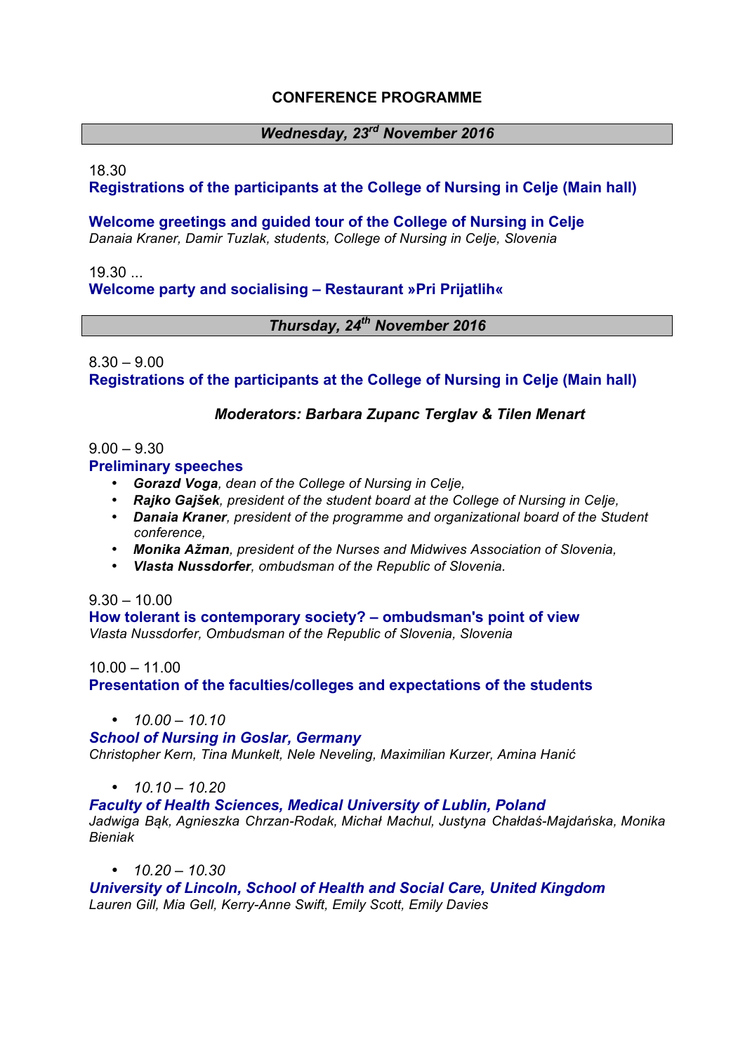# CONFERENCE PROGRAMME

## *Wednesday, 23rd November 2016*

18.30

**Registrations of the participants at the College of Nursing in Celje (Main hall)**

**Welcome greetings and guided tour of the College of Nursing in Celje**

*Danaia Kraner, Damir Tuzlak, students, College of Nursing in Celje, Slovenia*

19.30 ...

**Welcome party and socialising – Restaurant »Pri Prijatlih«**

## *Thursday, 24th November 2016*

8.30 – 9.00

**Registrations of the participants at the College of Nursing in Celje (Main hall)**

***Moderators: Barbara Zupanc Terglav & Tilen Menart***

9.00 – 9.30

**Preliminary speeches**

- ***Gorazd Voga****, dean of the College of Nursing in Celje,*
- ***Rajko Gajšek****, president of the student board at the College of Nursing in Celje,*
- ***Danaia Kraner****, president of the programme and organizational board of the Student conference,*
- ***Monika Ažman****, president of the Nurses and Midwives Association of Slovenia,*
- ***Vlasta Nussdorfer****, ombudsman of the Republic of Slovenia.*

9.30 – 10.00

**How tolerant is contemporary society? – ombudsman's point of view**

*Vlasta Nussdorfer, Ombudsman of the Republic of Slovenia, Slovenia*

10.00 – 11.00

**Presentation of the faculties/colleges and expectations of the students**

- *10.00 – 10.10*

***School of Nursing in Goslar, Germany***

*Christopher Kern, Tina Munkelt, Nele Neveling, Maximilian Kurzer, Amina Hanić*

- *10.10 – 10.20*

***Faculty of Health Sciences, Medical University of Lublin, Poland***

*Jadwiga Bąk, Agnieszka Chrzan-Rodak, Michał Machul, Justyna Chałdaś-Majdańska, Monika Bieniak*

- *10.20 – 10.30*

***University of Lincoln, School of Health and Social Care, United Kingdom***

*Lauren Gill, Mia Gell, Kerry-Anne Swift, Emily Scott, Emily Davies*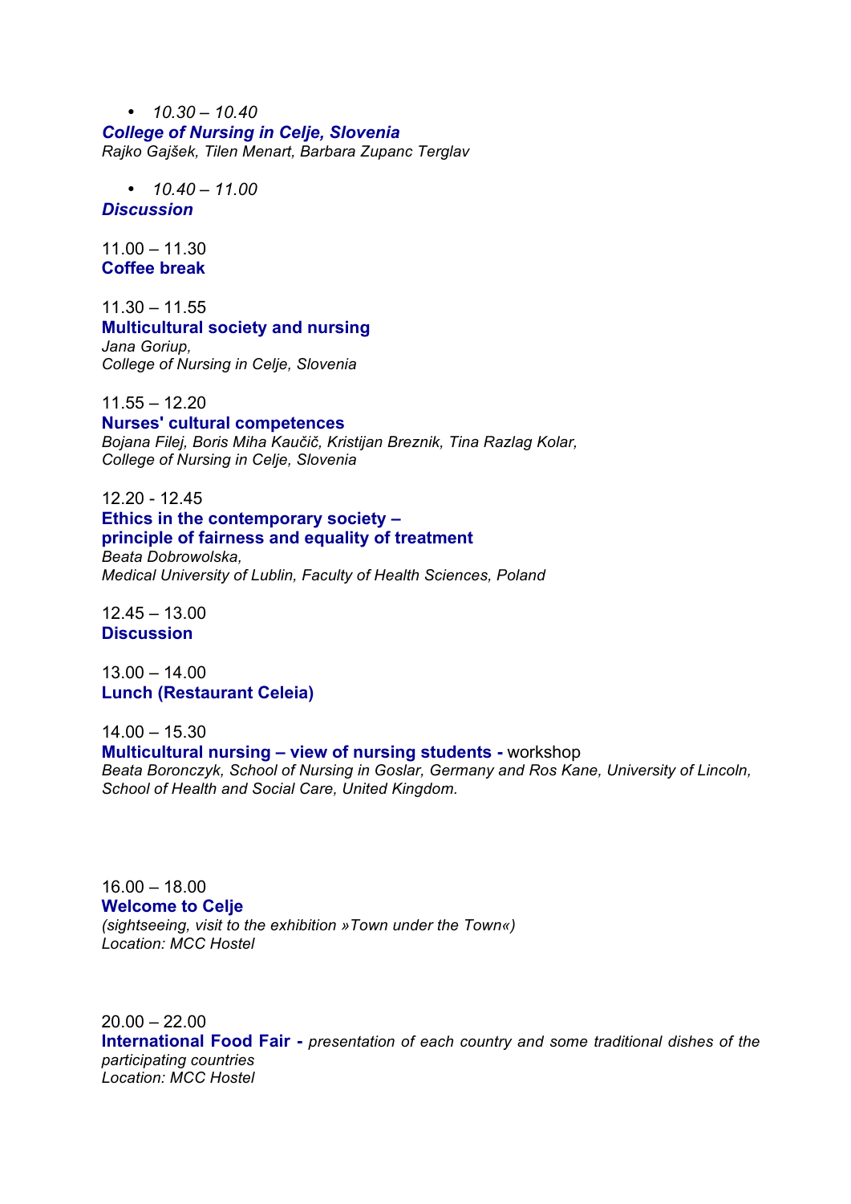- *10.30 – 10.40*

***College of Nursing in Celje, Slovenia***
*Rajko Gajšek, Tilen Menart, Barbara Zupanc Terglav*

- *10.40 – 11.00*

***Discussion***

11.00 – 11.30
**Coffee break**

11.30 – 11.55
**Multicultural society and nursing**
*Jana Goriup,*
*College of Nursing in Celje, Slovenia*

11.55 – 12.20
**Nurses' cultural competences**
*Bojana Filej, Boris Miha Kaučič, Kristijan Breznik, Tina Razlag Kolar,*
*College of Nursing in Celje, Slovenia*

12.20 - 12.45
**Ethics in the contemporary society –**
**principle of fairness and equality of treatment**
*Beata Dobrowolska,*
*Medical University of Lublin, Faculty of Health Sciences, Poland*

12.45 – 13.00
**Discussion**

13.00 – 14.00
**Lunch (Restaurant Celeia)**

14.00 – 15.30
**Multicultural nursing – view of nursing students -** workshop
*Beata Boronczyk, School of Nursing in Goslar, Germany and Ros Kane, University of Lincoln, School of Health and Social Care, United Kingdom.*

16.00 – 18.00
**Welcome to Celje**
*(sightseeing, visit to the exhibition »Town under the Town«)*
*Location: MCC Hostel*

20.00 – 22.00
**International Food Fair -** *presentation of each country and some traditional dishes of the participating countries*
*Location: MCC Hostel*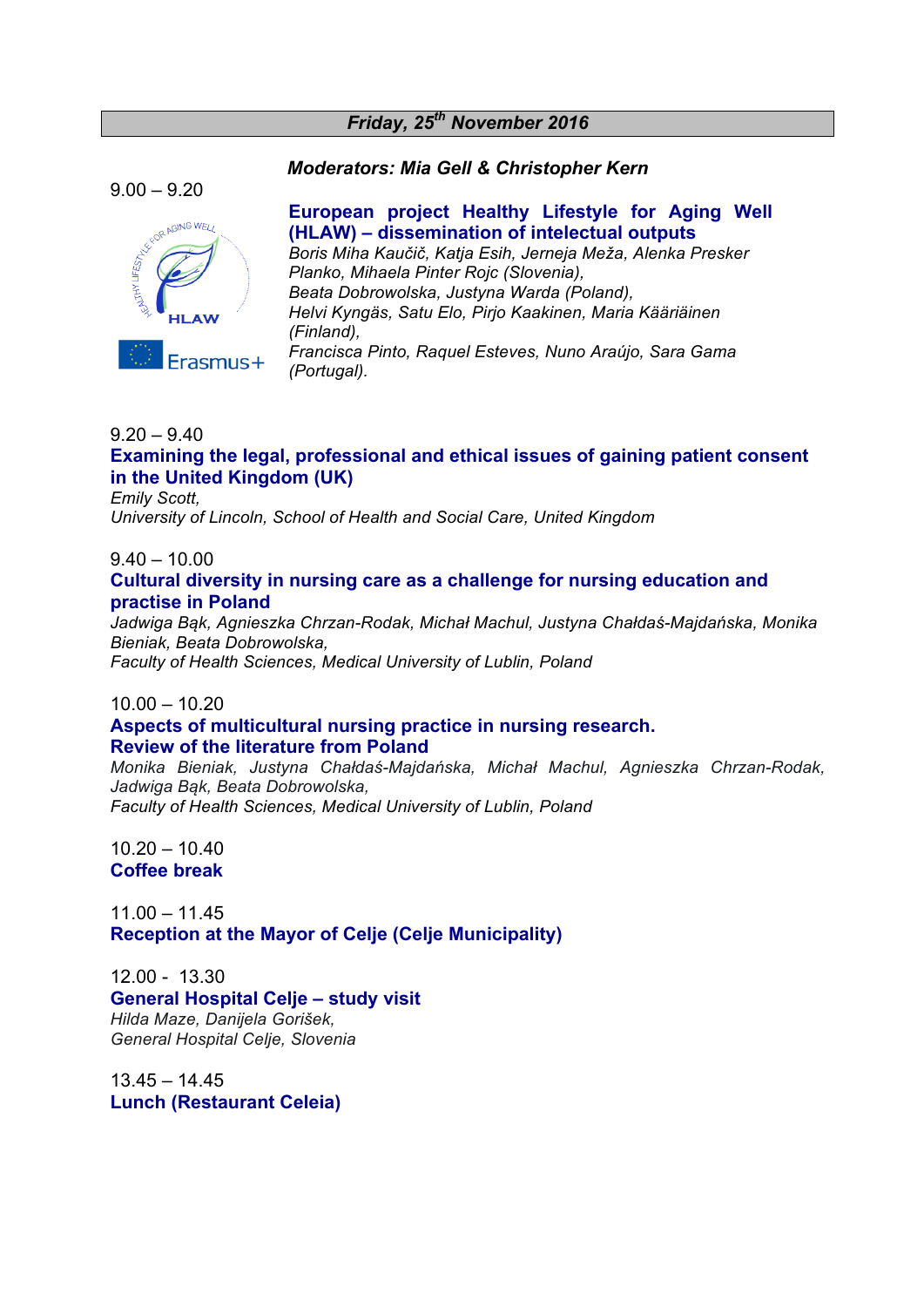## Friday, 25th November 2016

***Moderators: Mia Gell & Christopher Kern***

9.00 – 9.20

**European project Healthy Lifestyle for Aging Well (HLAW) – dissemination of intelectual outputs**
*Boris Miha Kaučič, Katja Esih, Jerneja Meža, Alenka Presker Planko, Mihaela Pinter Rojc (Slovenia),*
*Beata Dobrowolska, Justyna Warda (Poland),*
*Helvi Kyngäs, Satu Elo, Pirjo Kaakinen, Maria Kääriäinen (Finland),*
*Francisca Pinto, Raquel Esteves, Nuno Araújo, Sara Gama (Portugal).*

9.20 – 9.40
**Examining the legal, professional and ethical issues of gaining patient consent in the United Kingdom (UK)**
*Emily Scott,*
*University of Lincoln, School of Health and Social Care, United Kingdom*

9.40 – 10.00
**Cultural diversity in nursing care as a challenge for nursing education and practise in Poland**
*Jadwiga Bąk, Agnieszka Chrzan-Rodak, Michał Machul, Justyna Chałdaś-Majdańska, Monika Bieniak, Beata Dobrowolska,*
*Faculty of Health Sciences, Medical University of Lublin, Poland*

10.00 – 10.20
**Aspects of multicultural nursing practice in nursing research. Review of the literature from Poland**
*Monika Bieniak, Justyna Chałdaś-Majdańska, Michał Machul, Agnieszka Chrzan-Rodak, Jadwiga Bąk, Beata Dobrowolska,*
*Faculty of Health Sciences, Medical University of Lublin, Poland*

10.20 – 10.40
**Coffee break**

11.00 – 11.45
**Reception at the Mayor of Celje (Celje Municipality)**

12.00 - 13.30
**General Hospital Celje – study visit**
*Hilda Maze, Danijela Gorišek,*
*General Hospital Celje, Slovenia*

13.45 – 14.45
**Lunch (Restaurant Celeia)**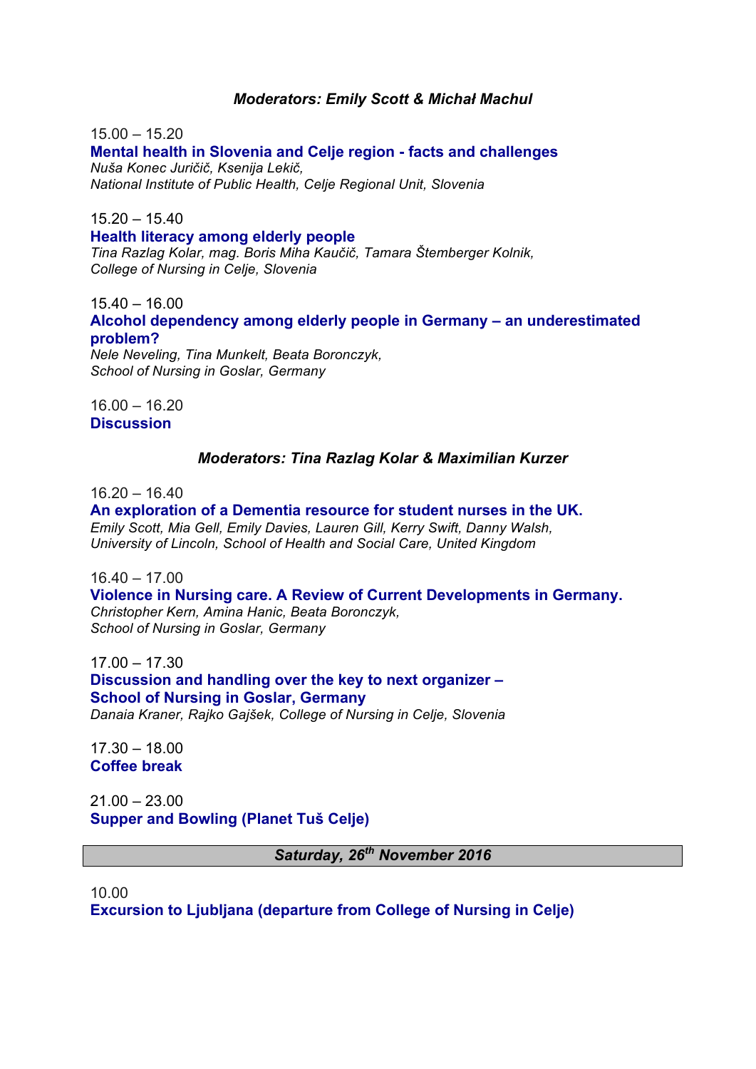***Moderators: Emily Scott & Michał Machul***

15.00 – 15.20
**Mental health in Slovenia and Celje region - facts and challenges**
*Nuša Konec Juričič, Ksenija Lekič,*
*National Institute of Public Health, Celje Regional Unit, Slovenia*

15.20 – 15.40
**Health literacy among elderly people**
*Tina Razlag Kolar, mag. Boris Miha Kaučič, Tamara Štemberger Kolnik,*
*College of Nursing in Celje, Slovenia*

15.40 – 16.00
**Alcohol dependency among elderly people in Germany – an underestimated problem?**
*Nele Neveling, Tina Munkelt, Beata Boronczyk,*
*School of Nursing in Goslar, Germany*

16.00 – 16.20
**Discussion**

***Moderators: Tina Razlag Kolar & Maximilian Kurzer***

16.20 – 16.40
**An exploration of a Dementia resource for student nurses in the UK.**
*Emily Scott, Mia Gell, Emily Davies, Lauren Gill, Kerry Swift, Danny Walsh,*
*University of Lincoln, School of Health and Social Care, United Kingdom*

16.40 – 17.00
**Violence in Nursing care. A Review of Current Developments in Germany.**
*Christopher Kern, Amina Hanic, Beata Boronczyk,*
*School of Nursing in Goslar, Germany*

17.00 – 17.30
**Discussion and handling over the key to next organizer –**
**School of Nursing in Goslar, Germany**
*Danaia Kraner, Rajko Gajšek, College of Nursing in Celje, Slovenia*

17.30 – 18.00
**Coffee break**

21.00 – 23.00
**Supper and Bowling (Planet Tuš Celje)**

## *Saturday, 26th November 2016*

10.00
**Excursion to Ljubljana (departure from College of Nursing in Celje)**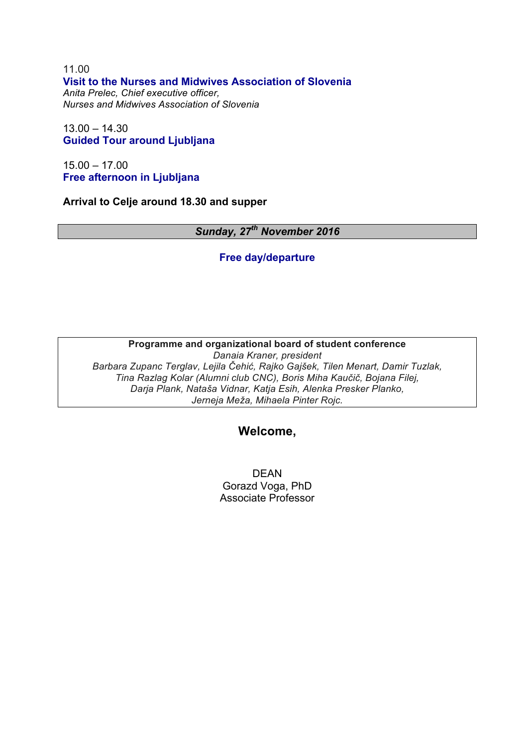11.00

**Visit to the Nurses and Midwives Association of Slovenia**

*Anita Prelec, Chief executive officer,*
*Nurses and Midwives Association of Slovenia*

13.00 – 14.30

**Guided Tour around Ljubljana**

15.00 – 17.00

**Free afternoon in Ljubljana**

**Arrival to Celje around 18.30 and supper**

***Sunday, 27th November 2016***

**Free day/departure**

**Programme and organizational board of student conference**

*Danaia Kraner, president*
*Barbara Zupanc Terglav, Lejila Čehić, Rajko Gajšek, Tilen Menart, Damir Tuzlak, Tina Razlag Kolar (Alumni club CNC), Boris Miha Kaučič, Bojana Filej, Darja Plank, Nataša Vidnar, Katja Esih, Alenka Presker Planko, Jerneja Meža, Mihaela Pinter Rojc.*

## Welcome,

DEAN
Gorazd Voga, PhD
Associate Professor